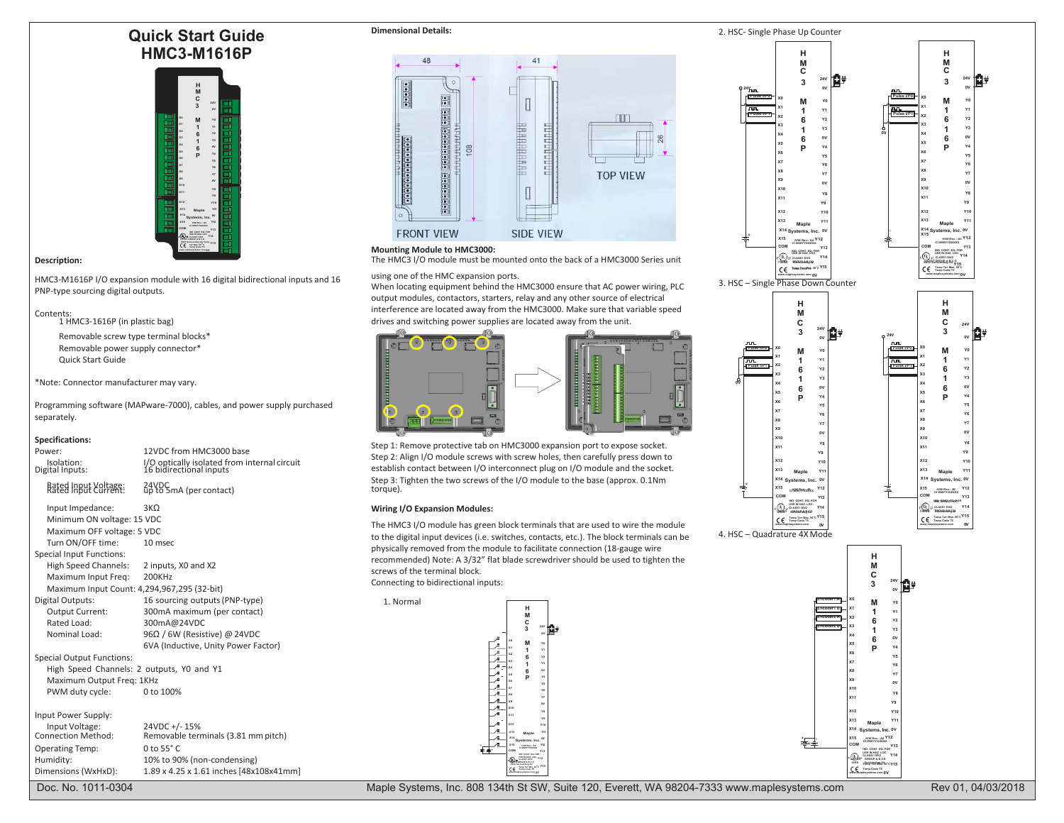# Quick Start Guide
# HMC3-M1616P

### Description:

HMC3-M1616P I/O expansion module with 16 digital bidirectional inputs and 16 PNP-type sourcing digital outputs.

Contents:

1 HMC3-1616P (in plastic bag)

Removable screw type terminal blocks*

Removable power supply connector*

Quick Start Guide

*Note: Connector manufacturer may vary.

Programming software (MAPware-7000), cables, and power supply purchased separately.

### Specifications:

| | |
|---|---|
| Power: | 12VDC from HMC3000 base |
| Isolation: | I/O optically isolated from internal circuit |
| Digital Inputs: | 16 bidirectional inputs |
| Rated Input Voltage: | 24VDC |
| Rated Input Current: | up to 5mA (per contact) |
| Input Impedance: | 3KΩ |
| Minimum ON voltage: 15 VDC | |
| Maximum OFF voltage: 5 VDC | |
| Turn ON/OFF time: | 10 msec |
| Special Input Functions: | |
| High Speed Channels: | 2 inputs, X0 and X2 |
| Maximum Input Freq: | 200KHz |
| Maximum Input Count: 4,294,967,295 (32-bit) | |
| Digital Outputs: | 16 sourcing outputs (PNP-type) |
| Output Current: | 300mA maximum (per contact) |
| Rated Load: | 300mA@24VDC |
| Nominal Load: | 96Ω / 6W (Resistive) @ 24VDC |
| | 6VA (Inductive, Unity Power Factor) |
| Special Output Functions: | |
| High Speed Channels: 2 outputs, Y0 and Y1 | |
| Maximum Output Freq: 1KHz | |
| PWM duty cycle: | 0 to 100% |
| Input Power Supply: | |
| Input Voltage: | 24VDC +/- 15% |
| Connection Method: | Removable terminals (3.81 mm pitch) |
| Operating Temp: | 0 to 55° C |
| Humidity: | 10% to 90% (non-condensing) |
| Dimensions (WxHxD): | 1.89 x 4.25 x 1.61 inches [48x108x41mm] |

### Dimensional Details:

FRONT VIEW SIDE VIEW TOP VIEW

### Mounting Module to HMC3000:

The HMC3 I/O module must be mounted onto the back of a HMC3000 Series unit using one of the HMC expansion ports.

When locating equipment behind the HMC3000 ensure that AC power wiring, PLC output modules, contactors, starters, relay and any other source of electrical interference are located away from the HMC3000. Make sure that variable speed drives and switching power supplies are located away from the unit.

Step 1: Remove protective tab on HMC3000 expansion port to expose socket.

Step 2: Align I/O module screws with screw holes, then carefully press down to establish contact between I/O interconnect plug on I/O module and the socket.

Step 3: Tighten the two screws of the I/O module to the base (approx. 0.1Nm torque).

### Wiring I/O Expansion Modules:

The HMC3 I/O module has green block terminals that are used to wire the module to the digital input devices (i.e. switches, contacts, etc.). The block terminals can be physically removed from the module to facilitate connection (18-gauge wire recommended) Note: A 3/32" flat blade screwdriver should be used to tighten the screws of the terminal block.

Connecting to bidirectional inputs:

1. Normal

2. HSC- Single Phase Up Counter

3. HSC – Single Phase Down Counter

4. HSC – Quadrature 4X Mode

Doc. No. 1011-0304 Maple Systems, Inc. 808 134th St SW, Suite 120, Everett, WA 98204-7333 www.maplesystems.com Rev 01, 04/03/2018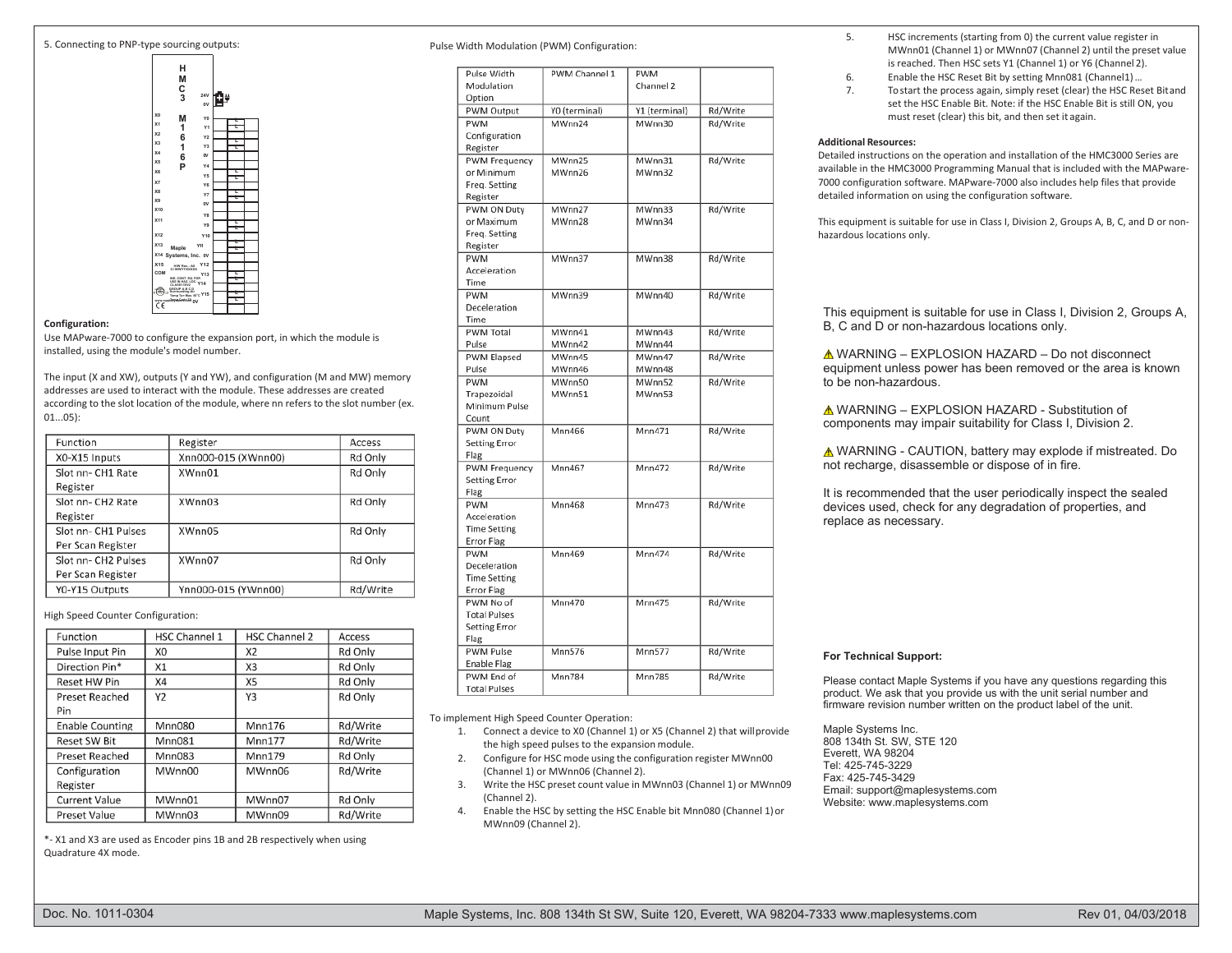5. Connecting to PNP-type sourcing outputs:

**Configuration:**

Use MAPware-7000 to configure the expansion port, in which the module is installed, using the module's model number.

The input (X and XW), outputs (Y and YW), and configuration (M and MW) memory addresses are used to interact with the module. These addresses are created according to the slot location of the module, where nn refers to the slot number (ex. 01...05):

| Function | Register | Access |
|---|---|---|
| X0-X15 Inputs | Xnn000-015 (XWnn00) | Rd Only |
| Slot nn- CH1 Rate Register | XWnn01 | Rd Only |
| Slot nn- CH2 Rate Register | XWnn03 | Rd Only |
| Slot nn- CH1 Pulses Per Scan Register | XWnn05 | Rd Only |
| Slot nn- CH2 Pulses Per Scan Register | XWnn07 | Rd Only |
| Y0-Y15 Outputs | Ynn000-015 (YWnn00) | Rd/Write |

High Speed Counter Configuration:

| Function | HSC Channel 1 | HSC Channel 2 | Access |
|---|---|---|---|
| Pulse Input Pin | X0 | X2 | Rd Only |
| Direction Pin* | X1 | X3 | Rd Only |
| Reset HW Pin | X4 | X5 | Rd Only |
| Preset Reached Pin | Y2 | Y3 | Rd Only |
| Enable Counting | Mnn080 | Mnn176 | Rd/Write |
| Reset SW Bit | Mnn081 | Mnn177 | Rd/Write |
| Preset Reached | Mnn083 | Mnn179 | Rd Only |
| Configuration Register | MWnn00 | MWnn06 | Rd/Write |
| Current Value | MWnn01 | MWnn07 | Rd Only |
| Preset Value | MWnn03 | MWnn09 | Rd/Write |

*- X1 and X3 are used as Encoder pins 1B and 2B respectively when using Quadrature 4X mode.

Pulse Width Modulation (PWM) Configuration:

| Pulse Width Modulation Option | PWM Channel 1 | PWM Channel 2 | |
|---|---|---|---|
| PWM Output | Y0 (terminal) | Y1 (terminal) | Rd/Write |
| PWM Configuration Register | MWnn24 | MWnn30 | Rd/Write |
| PWM Frequency or Minimum Freq. Setting Register | MWnn25 MWnn26 | MWnn31 MWnn32 | Rd/Write |
| PWM ON Duty or Maximum Freq. Setting Register | MWnn27 MWnn28 | MWnn33 MWnn34 | Rd/Write |
| PWM Acceleration Time | MWnn37 | MWnn38 | Rd/Write |
| PWM Deceleration Time | MWnn39 | MWnn40 | Rd/Write |
| PWM Total Pulse | MWnn41 MWnn42 | MWnn43 MWnn44 | Rd/Write |
| PWM Elapsed Pulse | MWnn45 MWnn46 | MWnn47 MWnn48 | Rd/Write |
| PWM Trapezoidal Minimum Pulse Count | MWnn50 MWnn51 | MWnn52 MWnn53 | Rd/Write |
| PWM ON Duty Setting Error Flag | Mnn466 | Mnn471 | Rd/Write |
| PWM Frequency Setting Error Flag | Mnn467 | Mnn472 | Rd/Write |
| PWM Acceleration Time Setting Error Flag | Mnn468 | Mnn473 | Rd/Write |
| PWM Deceleration Time Setting Error Flag | Mnn469 | Mnn474 | Rd/Write |
| PWM No of Total Pulses Setting Error Flag | Mnn470 | Mnn475 | Rd/Write |
| PWM Pulse Enable Flag | Mnn576 | Mnn577 | Rd/Write |
| PWM End of Total Pulses | Mnn784 | Mnn785 | Rd/Write |

To implement High Speed Counter Operation:

1. Connect a device to X0 (Channel 1) or X5 (Channel 2) that will provide the high speed pulses to the expansion module.
2. Configure for HSC mode using the configuration register MWnn00 (Channel 1) or MWnn06 (Channel 2).
3. Write the HSC preset count value in MWnn03 (Channel 1) or MWnn09 (Channel 2).
4. Enable the HSC by setting the HSC Enable bit Mnn080 (Channel 1) or MWnn09 (Channel 2).
5. HSC increments (starting from 0) the current value register in MWnn01 (Channel 1) or MWnn07 (Channel 2) until the preset value is reached. Then HSC sets Y1 (Channel 1) or Y6 (Channel 2).
6. Enable the HSC Reset Bit by setting Mnn081 (Channel1)...
7. To start the process again, simply reset (clear) the HSC Reset Bit and set the HSC Enable Bit. Note: if the HSC Enable Bit is still ON, you must reset (clear) this bit, and then set it again.

**Additional Resources:**

Detailed instructions on the operation and installation of the HMC3000 Series are available in the HMC3000 Programming Manual that is included with the MAPware-7000 configuration software. MAPware-7000 also includes help files that provide detailed information on using the configuration software.

This equipment is suitable for use in Class I, Division 2, Groups A, B, C, and D or non-hazardous locations only.

This equipment is suitable for use in Class I, Division 2, Groups A, B, C and D or non-hazardous locations only.

⚠ WARNING – EXPLOSION HAZARD – Do not disconnect equipment unless power has been removed or the area is known to be non-hazardous.

⚠ WARNING – EXPLOSION HAZARD - Substitution of components may impair suitability for Class I, Division 2.

⚠ WARNING - CAUTION, battery may explode if mistreated. Do not recharge, disassemble or dispose of in fire.

It is recommended that the user periodically inspect the sealed devices used, check for any degradation of properties, and replace as necessary.

**For Technical Support:**

Please contact Maple Systems if you have any questions regarding this product. We ask that you provide us with the unit serial number and firmware revision number written on the product label of the unit.

Maple Systems Inc.
808 134th St. SW, STE 120
Everett, WA 98204
Tel: 425-745-3229
Fax: 425-745-3429
Email: support@maplesystems.com
Website: www.maplesystems.com

Doc. No. 1011-0304 — Maple Systems, Inc. 808 134th St SW, Suite 120, Everett, WA 98204-7333 www.maplesystems.com — Rev 01, 04/03/2018